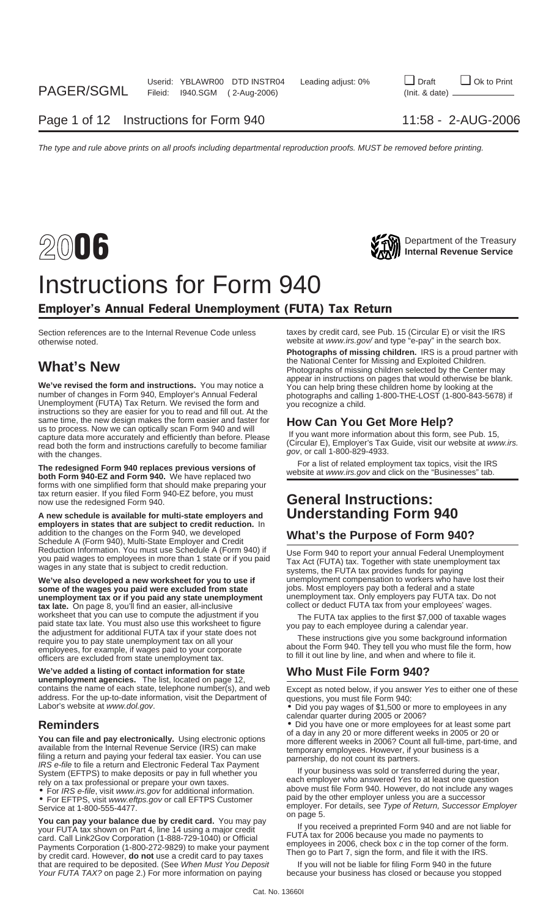# 2006 Instructions for Form 940

Department of the Treasury
**Internal Revenue Service**

## Employer's Annual Federal Unemployment (FUTA) Tax Return

Section references are to the Internal Revenue Code unless otherwise noted.

## What's New

**We've revised the form and instructions.** You may notice a number of changes in Form 940, Employer's Annual Federal Unemployment (FUTA) Tax Return. We revised the form and instructions so they are easier for you to read and fill out. At the same time, the new design makes the form easier and faster for us to process. Now we can optically scan Form 940 and will capture data more accurately and efficiently than before. Please read both the form and instructions carefully to become familiar with the changes.

**The redesigned Form 940 replaces previous versions of both Form 940-EZ and Form 940.** We have replaced two forms with one simplified form that should make preparing your tax return easier. If you filed Form 940-EZ before, you must now use the redesigned Form 940.

**A new schedule is available for multi-state employers and employers in states that are subject to credit reduction.** In addition to the changes on the Form 940, we developed Schedule A (Form 940), Multi-State Employer and Credit Reduction Information. You must use Schedule A (Form 940) if you paid wages to employees in more than 1 state or if you paid wages in any state that is subject to credit reduction.

**We've also developed a new worksheet for you to use if some of the wages you paid were excluded from state unemployment tax or if you paid any state unemployment tax late.** On page 8, you'll find an easier, all-inclusive worksheet that you can use to compute the adjustment if you paid state tax late. You must also use this worksheet to figure the adjustment for additional FUTA tax if your state does not require you to pay state unemployment tax on all your employees, for example, if wages paid to your corporate officers are excluded from state unemployment tax.

**We've added a listing of contact information for state unemployment agencies.** The list, located on page 12, contains the name of each state, telephone number(s), and web address. For the up-to-date information, visit the Department of Labor's website at *www.dol.gov*.

## Reminders

**You can file and pay electronically.** Using electronic options available from the Internal Revenue Service (IRS) can make filing a return and paying your federal tax easier. You can use *IRS e-file* to file a return and Electronic Federal Tax Payment System (EFTPS) to make deposits or pay in full whether you rely on a tax professional or prepare your own taxes.

- For *IRS e-file*, visit *www.irs.gov* for additional information.
- For EFTPS, visit *www.eftps.gov* or call EFTPS Customer Service at 1-800-555-4477.

**You can pay your balance due by credit card.** You may pay your FUTA tax shown on Part 4, line 14 using a major credit card. Call Link2Gov Corporation (1-888-729-1040) or Official Payments Corporation (1-800-272-9829) to make your payment by credit card. However, **do not** use a credit card to pay taxes that are required to be deposited. (See *When Must You Deposit Your FUTA TAX?* on page 2.) For more information on paying taxes by credit card, see Pub. 15 (Circular E) or visit the IRS website at *www.irs.gov/* and type "e-pay" in the search box.

**Photographs of missing children.** IRS is a proud partner with the National Center for Missing and Exploited Children. Photographs of missing children selected by the Center may appear in instructions on pages that would otherwise be blank. You can help bring these children home by looking at the photographs and calling 1-800-THE-LOST (1-800-843-5678) if you recognize a child.

## How Can You Get More Help?

If you want more information about this form, see Pub. 15, (Circular E), Employer's Tax Guide, visit our website at *www.irs.gov*, or call 1-800-829-4933.

For a list of related employment tax topics, visit the IRS website at *www.irs.gov* and click on the "Businesses" tab.

# General Instructions: Understanding Form 940

## What's the Purpose of Form 940?

Use Form 940 to report your annual Federal Unemployment Tax Act (FUTA) tax. Together with state unemployment tax systems, the FUTA tax provides funds for paying unemployment compensation to workers who have lost their jobs. Most employers pay both a federal and a state unemployment tax. Only employers pay FUTA tax. Do not collect or deduct FUTA tax from your employees' wages.

The FUTA tax applies to the first $7,000 of taxable wages you pay to each employee during a calendar year.

These instructions give you some background information about the Form 940. They tell you who must file the form, how to fill it out line by line, and when and where to file it.

## Who Must File Form 940?

Except as noted below, if you answer *Yes* to either one of these questions, you must file Form 940:

- Did you pay wages of $1,500 or more to employees in any calendar quarter during 2005 or 2006?
- Did you have one or more employees for at least some part of a day in any 20 or more different weeks in 2005 or 20 or more different weeks in 2006? Count all full-time, part-time, and temporary employees. However, if your business is a partnership, do not count its partners.

If your business was sold or transferred during the year, each employer who answered *Yes* to at least one question above must file Form 940. However, do not include any wages paid by the other employer unless you are a successor employer. For details, see *Type of Return, Successor Employer* on page 5.

If you received a preprinted Form 940 and are not liable for FUTA tax for 2006 because you made no payments to employees in 2006, check box *c* in the top corner of the form. Then go to Part 7, sign the form, and file it with the IRS.

If you will not be liable for filing Form 940 in the future because your business has closed or because you stopped

Cat. No. 13660I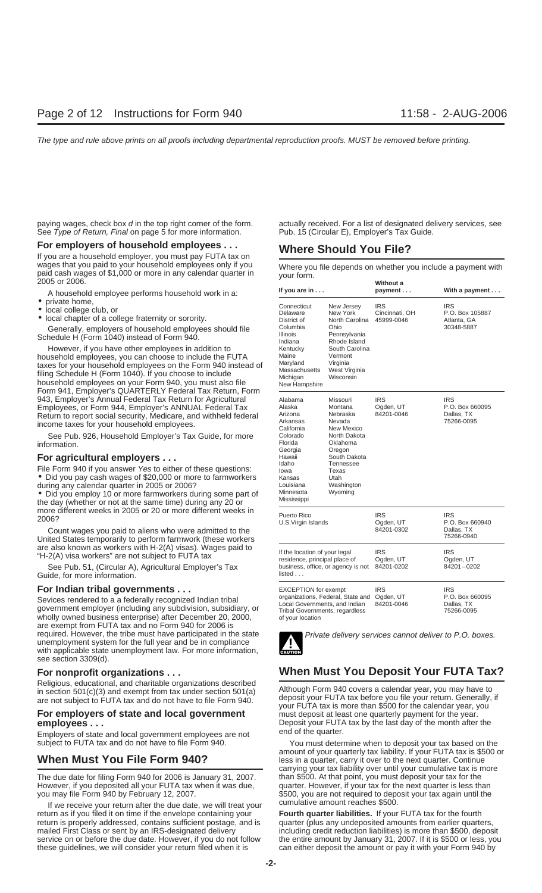paying wages, check box *d* in the top right corner of the form. See *Type of Return, Final* on page 5 for more information.

### For employers of household employees . . .

If you are a household employer, you must pay FUTA tax on wages that you paid to your household employees only if you paid cash wages of $1,000 or more in any calendar quarter in 2005 or 2006.

A household employee performs household work in a:

- private home,
- local college club, or
- local chapter of a college fraternity or sorority.

Generally, employers of household employees should file Schedule H (Form 1040) instead of Form 940.

However, if you have other employees in addition to household employees, you can choose to include the FUTA taxes for your household employees on the Form 940 instead of filing Schedule H (Form 1040). If you choose to include household employees on your Form 940, you must also file Form 941, Employer's QUARTERLY Federal Tax Return, Form 943, Employer's Annual Federal Tax Return for Agricultural Employees, or Form 944, Employer's ANNUAL Federal Tax Return to report social security, Medicare, and withheld federal income taxes for your household employees.

See Pub. 926, Household Employer's Tax Guide, for more information.

### For agricultural employers . . .

File Form 940 if you answer *Yes* to either of these questions:

- Did you pay cash wages of $20,000 or more to farmworkers during any calendar quarter in 2005 or 2006?
- Did you employ 10 or more farmworkers during some part of the day (whether or not at the same time) during any 20 or more different weeks in 2005 or 20 or more different weeks in 2006?

Count wages you paid to aliens who were admitted to the United States temporarily to perform farmwork (these workers are also known as workers with H-2(A) visas). Wages paid to "H-2(A) visa workers" are not subject to FUTA tax

See Pub. 51, (Circular A), Agricultural Employer's Tax Guide, for more information.

### For Indian tribal governments . . .

Sevices rendered to a a federally recognized Indian tribal government employer (including any subdivision, subsidiary, or wholly owned business enterprise) after December 20, 2000, are exempt from FUTA tax and no Form 940 for 2006 is required. However, the tribe must have participated in the state unemployment system for the full year and be in compliance with applicable state unemployment law. For more information, see section 3309(d).

### For nonprofit organizations . . .

Religious, educational, and charitable organizations described in section 501(c)(3) and exempt from tax under section 501(a) are not subject to FUTA tax and do not have to file Form 940.

### For employers of state and local government employees . . .

Employers of state and local government employees are not subject to FUTA tax and do not have to file Form 940.

## When Must You File Form 940?

The due date for filing Form 940 for 2006 is January 31, 2007. However, if you deposited all your FUTA tax when it was due, you may file Form 940 by February 12, 2007.

If we receive your return after the due date, we will treat your return as if you filed it on time if the envelope containing your return is properly addressed, contains sufficient postage, and is mailed First Class or sent by an IRS-designated delivery service on or before the due date. However, if you do not follow these guidelines, we will consider your return filed when it is actually received. For a list of designated delivery services, see Pub. 15 (Circular E), Employer's Tax Guide.

## Where Should You File?

Where you file depends on whether you include a payment with your form.

| If you are in . . . | | Without a payment . . . | With a payment . . . |
|---|---|---|---|
| Connecticut<br>Delaware<br>District of Columbia<br>Illinois<br>Indiana<br>Kentucky<br>Maine<br>Maryland<br>Massachusetts<br>Michigan<br>New Hampshire | New Jersey<br>New York<br>North Carolina<br>Ohio<br>Pennsylvania<br>Rhode Island<br>South Carolina<br>Vermont<br>Virginia<br>West Virginia<br>Wisconsin | IRS<br>Cincinnati, OH<br>45999-0046 | IRS<br>P.O. Box 105887<br>Atlanta, GA<br>30348-5887 |
| Alabama<br>Alaska<br>Arizona<br>Arkansas<br>California<br>Colorado<br>Florida<br>Georgia<br>Hawaii<br>Idaho<br>Iowa<br>Kansas<br>Louisiana<br>Minnesota<br>Mississippi | Missouri<br>Montana<br>Nebraska<br>Nevada<br>New Mexico<br>North Dakota<br>Oklahoma<br>Oregon<br>South Dakota<br>Tennessee<br>Texas<br>Utah<br>Washington<br>Wyoming | IRS<br>Ogden, UT<br>84201-0046 | IRS<br>P.O. Box 660095<br>Dallas, TX<br>75266-0095 |
| Puerto Rico<br>U.S.Virgin Islands | | IRS<br>Ogden, UT<br>84201-0302 | IRS<br>P.O. Box 660940<br>Dallas, TX<br>75266-0940 |
| If the location of your legal residence, principal place of business, office, or agency is not listed . . . | | IRS<br>Ogden, UT<br>84201-0202 | IRS<br>Ogden, UT<br>84201–0202 |
| EXCEPTION for exempt organizations, Federal, State and Local Governments, and Indian Tribal Governments, regardless of your location | | IRS<br>Ogden, UT<br>84201-0046 | IRS<br>P.O. Box 660095<br>Dallas, TX<br>75266-0095 |

CAUTION: *Private delivery services cannot deliver to P.O. boxes.*

## When Must You Deposit Your FUTA Tax?

Although Form 940 covers a calendar year, you may have to deposit your FUTA tax before you file your return. Generally, if your FUTA tax is more than $500 for the calendar year, you must deposit at least one quarterly payment for the year.

Deposit your FUTA tax by the last day of the month after the end of the quarter.

You must determine when to deposit your tax based on the amount of your quarterly tax liability. If your FUTA tax is $500 or less in a quarter, carry it over to the next quarter. Continue carrying your tax liability over until your cumulative tax is more than $500. At that point, you must deposit your tax for the quarter. However, if your tax for the next quarter is less than $500, you are not required to deposit your tax again until the cumulative amount reaches $500.

**Fourth quarter liabilities.** If your FUTA tax for the fourth quarter (plus any undeposited amounts from earlier quarters, including credit reduction liabilities) is more than $500, deposit the entire amount by January 31, 2007. If it is $500 or less, you can either deposit the amount or pay it with your Form 940 by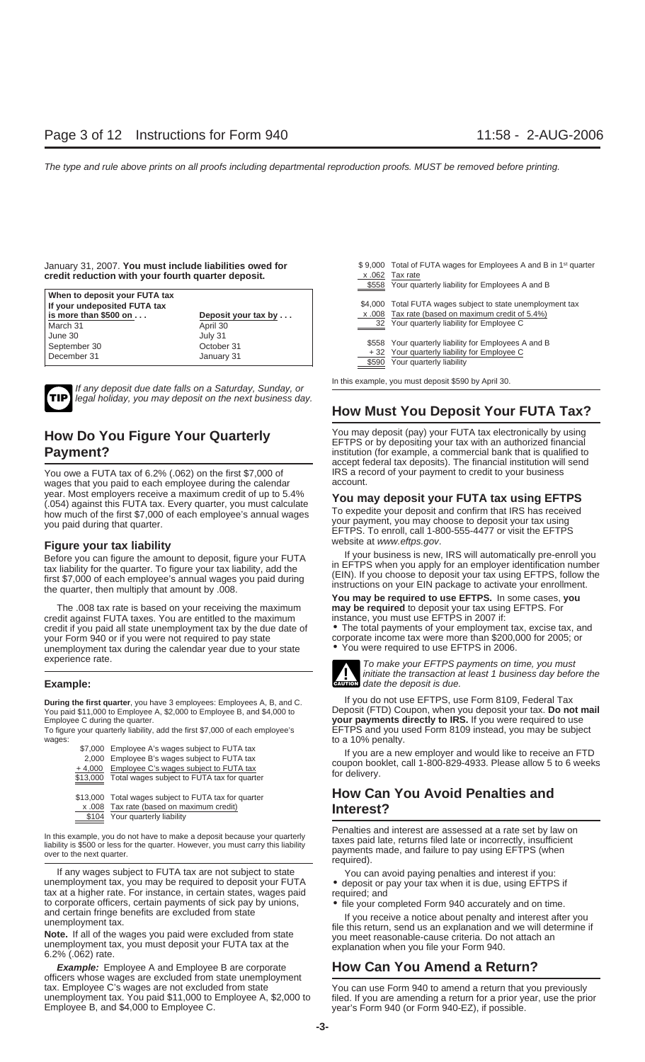January 31, 2007. **You must include liabilities owed for credit reduction with your fourth quarter deposit.**

| **When to deposit your FUTA tax** | |
|---|---|
| **If your undeposited FUTA tax is more than $500 on . . .** | **Deposit your tax by . . .** |
| March 31 | April 30 |
| June 30 | July 31 |
| September 30 | October 31 |
| December 31 | January 31 |

**TIP** *If any deposit due date falls on a Saturday, Sunday, or legal holiday, you may deposit on the next business day.*

## How Do You Figure Your Quarterly Payment?

You owe a FUTA tax of 6.2% (.062) on the first $7,000 of wages that you paid to each employee during the calendar year. Most employers receive a maximum credit of up to 5.4% (.054) against this FUTA tax. Every quarter, you must calculate how much of the first $7,000 of each employee's annual wages you paid during that quarter.

### Figure your tax liability

Before you can figure the amount to deposit, figure your FUTA tax liability for the quarter. To figure your tax liability, add the first $7,000 of each employee's annual wages you paid during the quarter, then multiply that amount by .008.

The .008 tax rate is based on your receiving the maximum credit against FUTA taxes. You are entitled to the maximum credit if you paid all state unemployment tax by the due date of your Form 940 or if you were not required to pay state unemployment tax during the calendar year due to your state experience rate.

### Example:

**During the first quarter**, you have 3 employees: Employees A, B, and C. You paid $11,000 to Employee A, $2,000 to Employee B, and $4,000 to Employee C during the quarter.

To figure your quarterly liability, add the first $7,000 of each employee's wages:

| | |
|---|---|
| $7,000 | Employee A's wages subject to FUTA tax |
| 2,000 | Employee B's wages subject to FUTA tax |
| + 4,000 | Employee C's wages subject to FUTA tax |
| $13,000 | Total wages subject to FUTA tax for quarter |

| | |
|---|---|
| $13,000 | Total wages subject to FUTA tax for quarter |
| x .008 | Tax rate (based on maximum credit) |
| $104 | Your quarterly liability |

In this example, you do not have to make a deposit because your quarterly liability is $500 or less for the quarter. However, you must carry this liability over to the next quarter.

If any wages subject to FUTA tax are not subject to state unemployment tax, you may be required to deposit your FUTA tax at a higher rate. For instance, in certain states, wages paid to corporate officers, certain payments of sick pay by unions, and certain fringe benefits are excluded from state unemployment tax.

**Note.** If all of the wages you paid were excluded from state unemployment tax, you must deposit your FUTA tax at the 6.2% (.062) rate.

***Example:*** Employee A and Employee B are corporate officers whose wages are excluded from state unemployment tax. Employee C's wages are not excluded from state unemployment tax. You paid $11,000 to Employee A, $2,000 to Employee B, and $4,000 to Employee C.

| | |
|---|---|
| $ 9,000 | Total of FUTA wages for Employees A and B in 1st quarter |
| x .062 | Tax rate |
| $558 | Your quarterly liability for Employees A and B |

| | |
|---|---|
| $4,000 | Total FUTA wages subject to state unemployment tax |
| x .008 | Tax rate (based on maximum credit of 5.4%) |
| 32 | Your quarterly liability for Employee C |

| | |
|---|---|
| $558 | Your quarterly liability for Employees A and B |
| + 32 | Your quarterly liability for Employee C |
| $590 | Your quarterly liability |

In this example, you must deposit $590 by April 30.

## How Must You Deposit Your FUTA Tax?

You may deposit (pay) your FUTA tax electronically by using EFTPS or by depositing your tax with an authorized financial institution (for example, a commercial bank that is qualified to accept federal tax deposits). The financial institution will send IRS a record of your payment to credit to your business account.

### You may deposit your FUTA tax using EFTPS

To expedite your deposit and confirm that IRS has received your payment, you may choose to deposit your tax using EFTPS. To enroll, call 1-800-555-4477 or visit the EFTPS website at *www.eftps.gov*.

If your business is new, IRS will automatically pre-enroll you in EFTPS when you apply for an employer identification number (EIN). If you choose to deposit your tax using EFTPS, follow the instructions on your EIN package to activate your enrollment.

**You may be required to use EFTPS.** In some cases, **you may be required** to deposit your tax using EFTPS. For instance, you must use EFTPS in 2007 if:

- The total payments of your employment tax, excise tax, and corporate income tax were more than $200,000 for 2005; or
- You were required to use EFTPS in 2006.

**CAUTION** *To make your EFTPS payments on time, you must initiate the transaction at least 1 business day before the date the deposit is due.*

If you do not use EFTPS, use Form 8109, Federal Tax Deposit (FTD) Coupon, when you deposit your tax. **Do not mail your payments directly to IRS.** If you were required to use EFTPS and you used Form 8109 instead, you may be subject to a 10% penalty.

If you are a new employer and would like to receive an FTD coupon booklet, call 1-800-829-4933. Please allow 5 to 6 weeks for delivery.

## How Can You Avoid Penalties and Interest?

Penalties and interest are assessed at a rate set by law on taxes paid late, returns filed late or incorrectly, insufficient payments made, and failure to pay using EFTPS (when required).

You can avoid paying penalties and interest if you:

- deposit or pay your tax when it is due, using EFTPS if required; and
- file your completed Form 940 accurately and on time.

If you receive a notice about penalty and interest after you file this return, send us an explanation and we will determine if you meet reasonable-cause criteria. Do not attach an explanation when you file your Form 940.

## How Can You Amend a Return?

You can use Form 940 to amend a return that you previously filed. If you are amending a return for a prior year, use the prior year's Form 940 (or Form 940-EZ), if possible.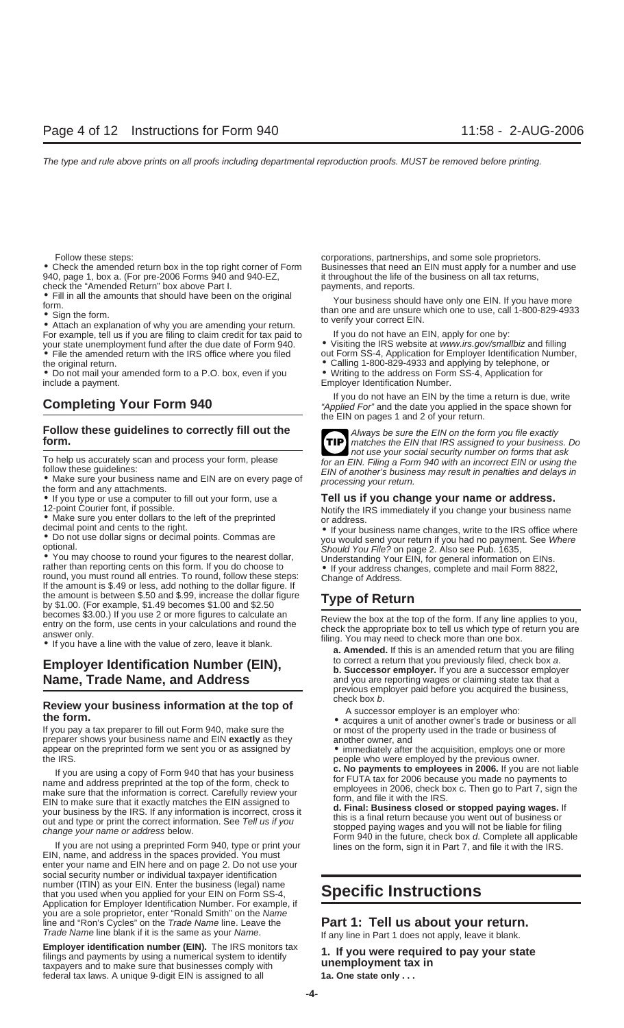Follow these steps:

- Check the amended return box in the top right corner of Form 940, page 1, box a. (For pre-2006 Forms 940 and 940-EZ, check the "Amended Return" box above Part I.
- Fill in all the amounts that should have been on the original form.
- Sign the form.
- Attach an explanation of why you are amending your return. For example, tell us if you are filing to claim credit for tax paid to your state unemployment fund after the due date of Form 940.
- File the amended return with the IRS office where you filed the original return.
- Do not mail your amended form to a P.O. box, even if you include a payment.

## Completing Your Form 940

### Follow these guidelines to correctly fill out the form.

To help us accurately scan and process your form, please follow these guidelines:

- Make sure your business name and EIN are on every page of the form and any attachments.
- If you type or use a computer to fill out your form, use a 12-point Courier font, if possible.
- Make sure you enter dollars to the left of the preprinted decimal point and cents to the right.
- Do not use dollar signs or decimal points. Commas are optional.
- You may choose to round your figures to the nearest dollar, rather than reporting cents on this form. If you do choose to round, you must round all entries. To round, follow these steps: If the amount is $.49 or less, add nothing to the dollar figure. If the amount is between $.50 and $.99, increase the dollar figure by $1.00. (For example, $1.49 becomes $1.00 and $2.50 becomes $3.00.) If you use 2 or more figures to calculate an entry on the form, use cents in your calculations and round the answer only.
- If you have a line with the value of zero, leave it blank.

## Employer Identification Number (EIN), Name, Trade Name, and Address

### Review your business information at the top of the form.

If you pay a tax preparer to fill out Form 940, make sure the preparer shows your business name and EIN **exactly** as they appear on the preprinted form we sent you or as assigned by the IRS.

If you are using a copy of Form 940 that has your business name and address preprinted at the top of the form, check to make sure that the information is correct. Carefully review your EIN to make sure that it exactly matches the EIN assigned to your business by the IRS. If any information is incorrect, cross it out and type or print the correct information. See *Tell us if you change your name or address* below.

If you are not using a preprinted Form 940, type or print your EIN, name, and address in the spaces provided. You must enter your name and EIN here and on page 2. Do not use your social security number or individual taxpayer identification number (ITIN) as your EIN. Enter the business (legal) name that you used when you applied for your EIN on Form SS-4, Application for Employer Identification Number. For example, if you are a sole proprietor, enter "Ronald Smith" on the *Name* line and "Ron's Cycles" on the *Trade Name* line. Leave the *Trade Name* line blank if it is the same as your *Name*.

**Employer identification number (EIN).** The IRS monitors tax filings and payments by using a numerical system to identify taxpayers and to make sure that businesses comply with federal tax laws. A unique 9-digit EIN is assigned to all corporations, partnerships, and some sole proprietors. Businesses that need an EIN must apply for a number and use it throughout the life of the business on all tax returns, payments, and reports.

Your business should have only one EIN. If you have more than one and are unsure which one to use, call 1-800-829-4933 to verify your correct EIN.

If you do not have an EIN, apply for one by:

- Visiting the IRS website at *www.irs.gov/smallbiz* and filling out Form SS-4, Application for Employer Identification Number,
- Calling 1-800-829-4933 and applying by telephone, or
- Writing to the address on Form SS-4, Application for Employer Identification Number.

If you do not have an EIN by the time a return is due, write *"Applied For"* and the date you applied in the space shown for the EIN on pages 1 and 2 of your return.

**TIP** *Always be sure the EIN on the form you file exactly matches the EIN that IRS assigned to your business. Do not use your social security number on forms that ask for an EIN. Filing a Form 940 with an incorrect EIN or using the EIN of another's business may result in penalties and delays in processing your return.*

### Tell us if you change your name or address.

Notify the IRS immediately if you change your business name or address.

- If your business name changes, write to the IRS office where you would send your return if you had no payment. See *Where Should You File?* on page 2. Also see Pub. 1635, Understanding Your EIN, for general information on EINs.
- If your address changes, complete and mail Form 8822, Change of Address.

## Type of Return

Review the box at the top of the form. If any line applies to you, check the appropriate box to tell us which type of return you are filing. You may need to check more than one box.

**a. Amended.** If this is an amended return that you are filing to correct a return that you previously filed, check box *a*.

**b. Successor employer.** If you are a successor employer and you are reporting wages or claiming state tax that a previous employer paid before you acquired the business, check box *b*.

A successor employer is an employer who:

- acquires a unit of another owner's trade or business or all or most of the property used in the trade or business of another owner, and
- immediately after the acquisition, employs one or more people who were employed by the previous owner.

**c. No payments to employees in 2006.** If you are not liable for FUTA tax for 2006 because you made no payments to employees in 2006, check box c. Then go to Part 7, sign the form, and file it with the IRS.

**d. Final: Business closed or stopped paying wages.** If this is a final return because you went out of business or stopped paying wages and you will not be liable for filing Form 940 in the future, check box *d*. Complete all applicable lines on the form, sign it in Part 7, and file it with the IRS.

## Specific Instructions

### Part 1: Tell us about your return.

If any line in Part 1 does not apply, leave it blank.

#### 1. If you were required to pay your state unemployment tax in

**1a. One state only . . .**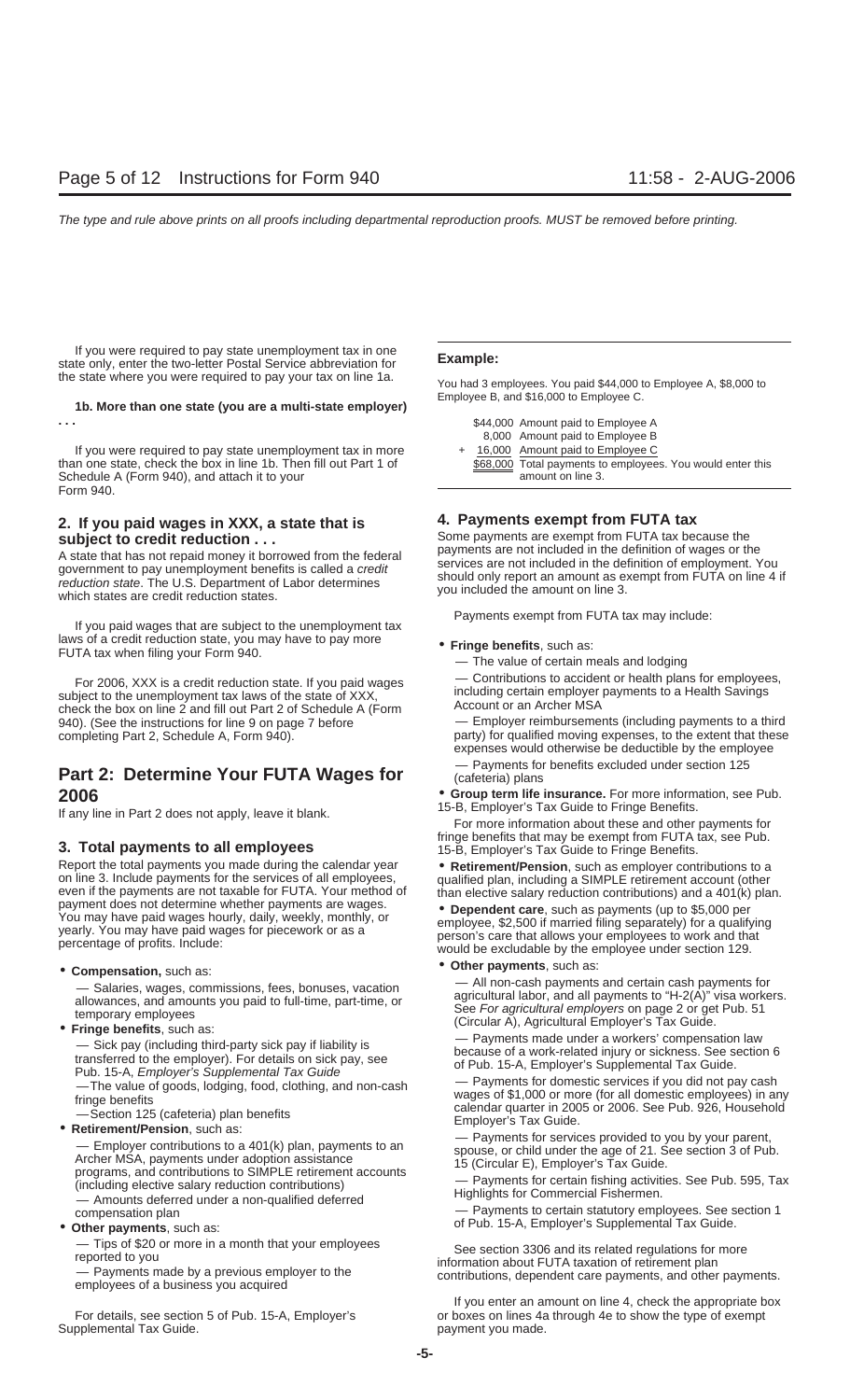If you were required to pay state unemployment tax in one state only, enter the two-letter Postal Service abbreviation for the state where you were required to pay your tax on line 1a.

**1b. More than one state (you are a multi-state employer) . . .**

If you were required to pay state unemployment tax in more than one state, check the box in line 1b. Then fill out Part 1 of Schedule A (Form 940), and attach it to your Form 940.

### 2. If you paid wages in XXX, a state that is subject to credit reduction . . .

A state that has not repaid money it borrowed from the federal government to pay unemployment benefits is called a *credit reduction state*. The U.S. Department of Labor determines which states are credit reduction states.

If you paid wages that are subject to the unemployment tax laws of a credit reduction state, you may have to pay more FUTA tax when filing your Form 940.

For 2006, XXX is a credit reduction state. If you paid wages subject to the unemployment tax laws of the state of XXX, check the box on line 2 and fill out Part 2 of Schedule A (Form 940). (See the instructions for line 9 on page 7 before completing Part 2, Schedule A, Form 940).

## Part 2: Determine Your FUTA Wages for 2006

If any line in Part 2 does not apply, leave it blank.

### 3. Total payments to all employees

Report the total payments you made during the calendar year on line 3. Include payments for the services of all employees, even if the payments are not taxable for FUTA. Your method of payment does not determine whether payments are wages. You may have paid wages hourly, daily, weekly, monthly, or yearly. You may have paid wages for piecework or as a percentage of profits. Include:

- **Compensation,** such as:
  - — Salaries, wages, commissions, fees, bonuses, vacation allowances, and amounts you paid to full-time, part-time, or temporary employees
- **Fringe benefits**, such as:
  - — Sick pay (including third-party sick pay if liability is transferred to the employer). For details on sick pay, see Pub. 15-A, *Employer's Supplemental Tax Guide*
  - —The value of goods, lodging, food, clothing, and non-cash fringe benefits
  - —Section 125 (cafeteria) plan benefits
- **Retirement/Pension**, such as:
  - — Employer contributions to a 401(k) plan, payments to an Archer MSA, payments under adoption assistance programs, and contributions to SIMPLE retirement accounts (including elective salary reduction contributions)
  - — Amounts deferred under a non-qualified deferred compensation plan
- **Other payments**, such as:
  - — Tips of $20 or more in a month that your employees reported to you
  - — Payments made by a previous employer to the employees of a business you acquired

For details, see section 5 of Pub. 15-A, Employer's Supplemental Tax Guide.

**Example:**

You had 3 employees. You paid $44,000 to Employee A, $8,000 to Employee B, and $16,000 to Employee C.

| | | |
|---|---|---|
| | $44,000 | Amount paid to Employee A |
| | 8,000 | Amount paid to Employee B |
| + | 16,000 | Amount paid to Employee C |
| | $68,000 | Total payments to employees. You would enter this amount on line 3. |

### 4. Payments exempt from FUTA tax

Some payments are exempt from FUTA tax because the payments are not included in the definition of wages or the services are not included in the definition of employment. You should only report an amount as exempt from FUTA on line 4 if you included the amount on line 3.

Payments exempt from FUTA tax may include:

- **Fringe benefits**, such as:
  - — The value of certain meals and lodging
  - — Contributions to accident or health plans for employees, including certain employer payments to a Health Savings Account or an Archer MSA
  - — Employer reimbursements (including payments to a third party) for qualified moving expenses, to the extent that these expenses would otherwise be deductible by the employee
  - — Payments for benefits excluded under section 125 (cafeteria) plans
- **Group term life insurance.** For more information, see Pub. 15-B, Employer's Tax Guide to Fringe Benefits.

For more information about these and other payments for fringe benefits that may be exempt from FUTA tax, see Pub. 15-B, Employer's Tax Guide to Fringe Benefits.

- **Retirement/Pension**, such as employer contributions to a qualified plan, including a SIMPLE retirement account (other than elective salary reduction contributions) and a 401(k) plan.
- **Dependent care**, such as payments (up to $5,000 per employee, $2,500 if married filing separately) for a qualifying person's care that allows your employees to work and that would be excludable by the employee under section 129.
- **Other payments**, such as:
  - — All non-cash payments and certain cash payments for agricultural labor, and all payments to "H-2(A)" visa workers. See *For agricultural employers* on page 2 or get Pub. 51 (Circular A), Agricultural Employer's Tax Guide.
  - — Payments made under a workers' compensation law because of a work-related injury or sickness. See section 6 of Pub. 15-A, Employer's Supplemental Tax Guide.
  - — Payments for domestic services if you did not pay cash wages of $1,000 or more (for all domestic employees) in any calendar quarter in 2005 or 2006. See Pub. 926, Household Employer's Tax Guide.
  - — Payments for services provided to you by your parent, spouse, or child under the age of 21. See section 3 of Pub. 15 (Circular E), Employer's Tax Guide.
  - — Payments for certain fishing activities. See Pub. 595, Tax Highlights for Commercial Fishermen.
  - — Payments to certain statutory employees. See section 1 of Pub. 15-A, Employer's Supplemental Tax Guide.

See section 3306 and its related regulations for more information about FUTA taxation of retirement plan contributions, dependent care payments, and other payments.

If you enter an amount on line 4, check the appropriate box or boxes on lines 4a through 4e to show the type of exempt payment you made.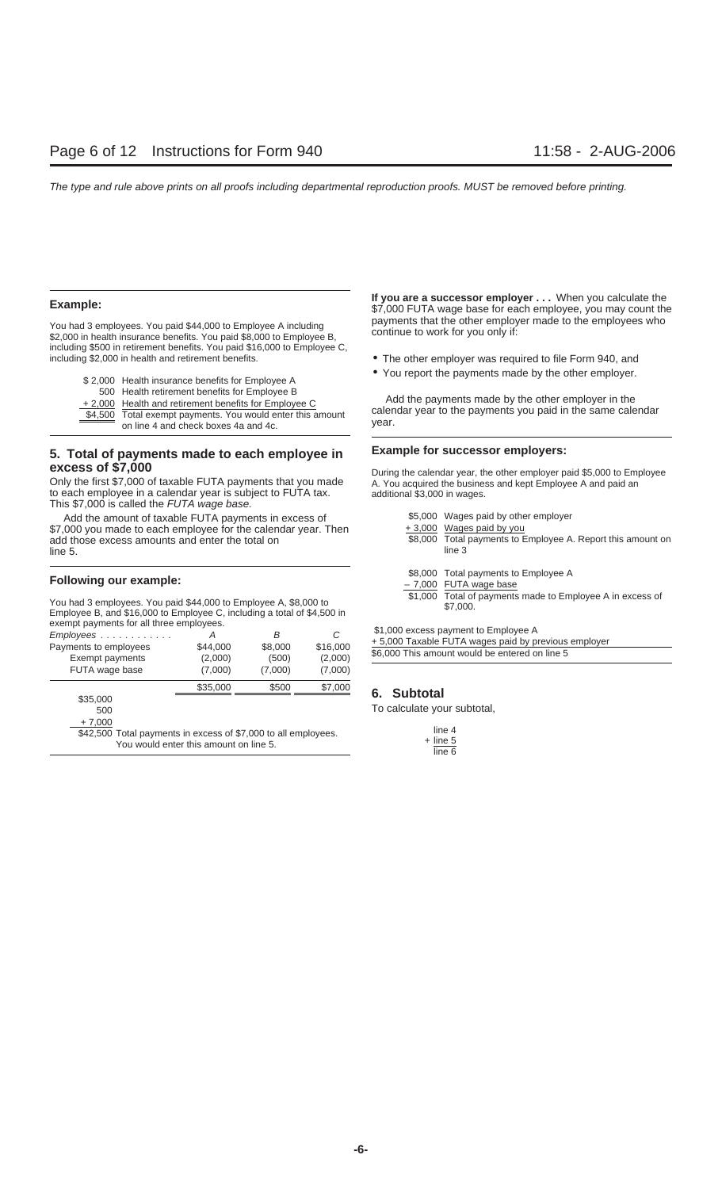**Example:**

You had 3 employees. You paid $44,000 to Employee A including $2,000 in health insurance benefits. You paid $8,000 to Employee B, including $500 in retirement benefits. You paid $16,000 to Employee C, including $2,000 in health and retirement benefits.

| | |
|---|---|
| $ 2,000 | Health insurance benefits for Employee A |
| 500 | Health retirement benefits for Employee B |
| + 2,000 | Health and retirement benefits for Employee C |
| $4,500 | Total exempt payments. You would enter this amount on line 4 and check boxes 4a and 4c. |

## 5. Total of payments made to each employee in excess of $7,000

Only the first $7,000 of taxable FUTA payments that you made to each employee in a calendar year is subject to FUTA tax. This $7,000 is called the *FUTA wage base.*

Add the amount of taxable FUTA payments in excess of $7,000 you made to each employee for the calendar year. Then add those excess amounts and enter the total on line 5.

**Following our example:**

You had 3 employees. You paid $44,000 to Employee A, $8,000 to Employee B, and $16,000 to Employee C, including a total of $4,500 in exempt payments for all three employees.

| *Employees* | *A* | *B* | *C* |
|---|---|---|---|
| Payments to employees | $44,000 | $8,000 | $16,000 |
| Exempt payments | (2,000) | (500) | (2,000) |
| FUTA wage base | (7,000) | (7,000) | (7,000) |
| | $35,000 | $500 | $7,000 |

| | |
|---|---|
| $35,000 | |
| 500 | |
| + 7,000 | |
| $42,500 | Total payments in excess of $7,000 to all employees. You would enter this amount on line 5. |

**If you are a successor employer . . .** When you calculate the $7,000 FUTA wage base for each employee, you may count the payments that the other employer made to the employees who continue to work for you only if:

- The other employer was required to file Form 940, and
- You report the payments made by the other employer.

Add the payments made by the other employer in the calendar year to the payments you paid in the same calendar year.

**Example for successor employers:**

During the calendar year, the other employer paid $5,000 to Employee A. You acquired the business and kept Employee A and paid an additional $3,000 in wages.

| | |
|---|---|
| $5,000 | Wages paid by other employer |
| + 3,000 | Wages paid by you |
| $8,000 | Total payments to Employee A. Report this amount on line 3 |

| | |
|---|---|
| $8,000 | Total payments to Employee A |
| – 7,000 | FUTA wage base |
| $1,000 | Total of payments made to Employee A in excess of $7,000. |

| | |
|---|---|
| $1,000 | excess payment to Employee A |
| + 5,000 | Taxable FUTA wages paid by previous employer |
| $6,000 | This amount would be entered on line 5 |

## 6. Subtotal

To calculate your subtotal,

| |
|---|
| line 4 |
| + line 5 |
| line 6 |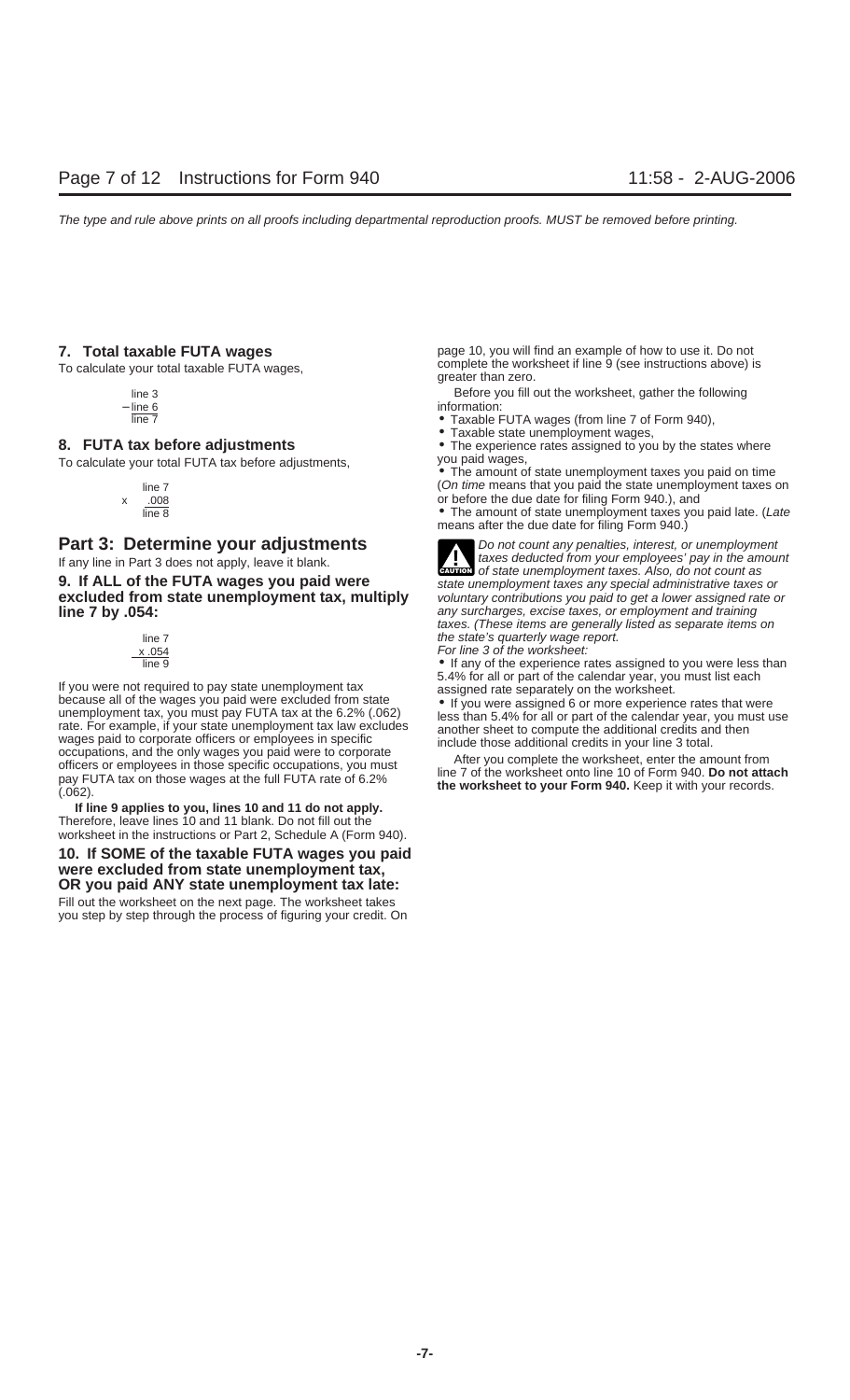### 7. Total taxable FUTA wages

To calculate your total taxable FUTA wages,

```
   line 3
 − line 6
   line 7
```

### 8. FUTA tax before adjustments

To calculate your total FUTA tax before adjustments,

```
     line 7
 x   .008
     line 8
```

## Part 3: Determine your adjustments

If any line in Part 3 does not apply, leave it blank.

### 9. If ALL of the FUTA wages you paid were excluded from state unemployment tax, multiply line 7 by .054:

```
   line 7
   x .054
   line 9
```

If you were not required to pay state unemployment tax because all of the wages you paid were excluded from state unemployment tax, you must pay FUTA tax at the 6.2% (.062) rate. For example, if your state unemployment tax law excludes wages paid to corporate officers or employees in specific occupations, and the only wages you paid were to corporate officers or employees in those specific occupations, you must pay FUTA tax on those wages at the full FUTA rate of 6.2% (.062).

**If line 9 applies to you, lines 10 and 11 do not apply.** Therefore, leave lines 10 and 11 blank. Do not fill out the worksheet in the instructions or Part 2, Schedule A (Form 940).

### 10. If SOME of the taxable FUTA wages you paid were excluded from state unemployment tax, OR you paid ANY state unemployment tax late:

Fill out the worksheet on the next page. The worksheet takes you step by step through the process of figuring your credit. On page 10, you will find an example of how to use it. Do not complete the worksheet if line 9 (see instructions above) is greater than zero.

Before you fill out the worksheet, gather the following information:

- Taxable FUTA wages (from line 7 of Form 940),
- Taxable state unemployment wages,
- The experience rates assigned to you by the states where you paid wages,
- The amount of state unemployment taxes you paid on time (*On time* means that you paid the state unemployment taxes on or before the due date for filing Form 940.), and
- The amount of state unemployment taxes you paid late. (*Late* means after the due date for filing Form 940.)

**CAUTION** *Do not count any penalties, interest, or unemployment taxes deducted from your employees' pay in the amount of state unemployment taxes. Also, do not count as state unemployment taxes any special administrative taxes or voluntary contributions you paid to get a lower assigned rate or any surcharges, excise taxes, or employment and training taxes. (These items are generally listed as separate items on the state's quarterly wage report.*

*For line 3 of the worksheet:*

- If any of the experience rates assigned to you were less than 5.4% for all or part of the calendar year, you must list each assigned rate separately on the worksheet.
- If you were assigned 6 or more experience rates that were less than 5.4% for all or part of the calendar year, you must use another sheet to compute the additional credits and then include those additional credits in your line 3 total.

After you complete the worksheet, enter the amount from line 7 of the worksheet onto line 10 of Form 940. **Do not attach the worksheet to your Form 940.** Keep it with your records.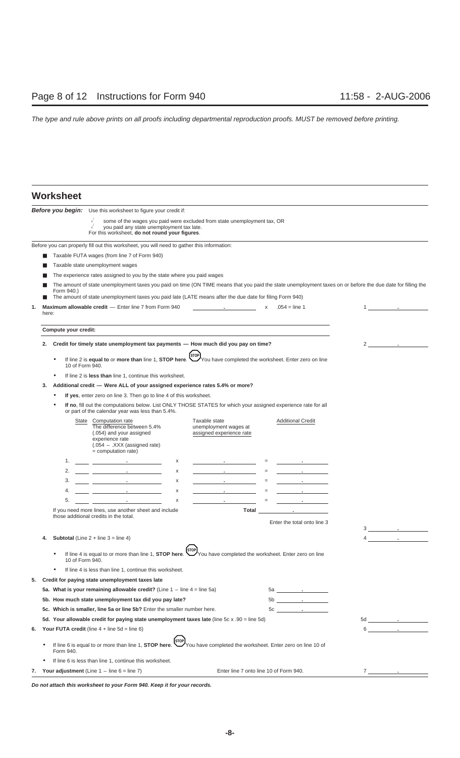*The type and rule above prints on all proofs including departmental reproduction proofs. MUST be removed before printing.*

## Worksheet

***Before you begin:*** Use this worksheet to figure your credit if:

- √ some of the wages you paid were excluded from state unemployment tax, OR
- √ you paid any state unemployment tax late.

For this worksheet, **do not round your figures**.

Before you can properly fill out this worksheet, you will need to gather this information:

- Taxable FUTA wages (from line 7 of Form 940)
- Taxable state unemployment wages
- The experience rates assigned to you by the state where you paid wages
- The amount of state unemployment taxes you paid on time (ON TIME means that you paid the state unemployment taxes on or before the due date for filling the Form 940.)
- The amount of state unemployment taxes you paid late (LATE means after the due date for filing Form 940)

**1. Maximum allowable credit** — Enter line 7 from Form 940 here: ______ . ______ x .054 = line 1 &nbsp;&nbsp;&nbsp; 1 ______ . ______

**Compute your credit:**

**2. Credit for timely state unemployment tax payments — How much did you pay on time?** &nbsp;&nbsp;&nbsp; 2 ______ . ______

- If line 2 is **equal to** or **more than** line 1, **STOP here**. STOP You have completed the worksheet. Enter zero on line 10 of Form 940.
- If line 2 is **less than** line 1, continue this worksheet.

**3. Additional credit — Were ALL of your assigned experience rates 5.4% or more?**

- **If yes**, enter zero on line 3. Then go to line 4 of this worksheet.
- **If no**, fill out the computations below. List ONLY THOSE STATES for which your assigned experience rate for all or part of the calendar year was less than 5.4%.

| State | Computation rate<br>The difference between 5.4% (.054) and your assigned experience rate (.054 – .XXX (assigned rate) = computation rate) | | Taxable state unemployment wages at assigned experience rate | | Additional Credit |
|---|---|---|---|---|---|
| 1. | . | x | . | = | . |
| 2. | . | x | . | = | . |
| 3. | . | x | . | = | . |
| 4. | . | x | . | = | . |
| 5. | . | x | . | = | . |

If you need more lines, use another sheet and include those additional credits in the total. &nbsp;&nbsp;&nbsp; **Total** ______ . ______

Enter the total onto line 3 &nbsp;&nbsp;&nbsp; 3 ______ . ______

**4. Subtotal** (Line 2 + line 3 = line 4) &nbsp;&nbsp;&nbsp; 4 ______ . ______

- If line 4 is equal to or more than line 1, **STOP here**. STOP You have completed the worksheet. Enter zero on line 10 of Form 940.
- If line 4 is less than line 1, continue this worksheet.

**5. Credit for paying state unemployment taxes late**

**5a. What is your remaining allowable credit?** (Line 1 – line 4 = line 5a) &nbsp;&nbsp;&nbsp; 5a ______ . ______

**5b. How much state unemployment tax did you pay late?** &nbsp;&nbsp;&nbsp; 5b ______ . ______

**5c. Which is smaller, line 5a or line 5b?** Enter the smaller number here. &nbsp;&nbsp;&nbsp; 5c ______ . ______

**5d. Your allowable credit for paying state unemployment taxes late** (line 5c x .90 = line 5d) &nbsp;&nbsp;&nbsp; 5d ______ . ______

**6. Your FUTA credit** (line 4 + line 5d = line 6) &nbsp;&nbsp;&nbsp; 6 ______ . ______

- If line 6 is equal to or more than line 1, **STOP here**. STOP You have completed the worksheet. Enter zero on line 10 of Form 940.
- If line 6 is less than line 1, continue this worksheet.

**7. Your adjustment** (Line 1 – line 6 = line 7) &nbsp;&nbsp;&nbsp; Enter line 7 onto line 10 of Form 940. &nbsp;&nbsp;&nbsp; 7 ______ . ______

***Do not attach this worksheet to your Form 940. Keep it for your records.***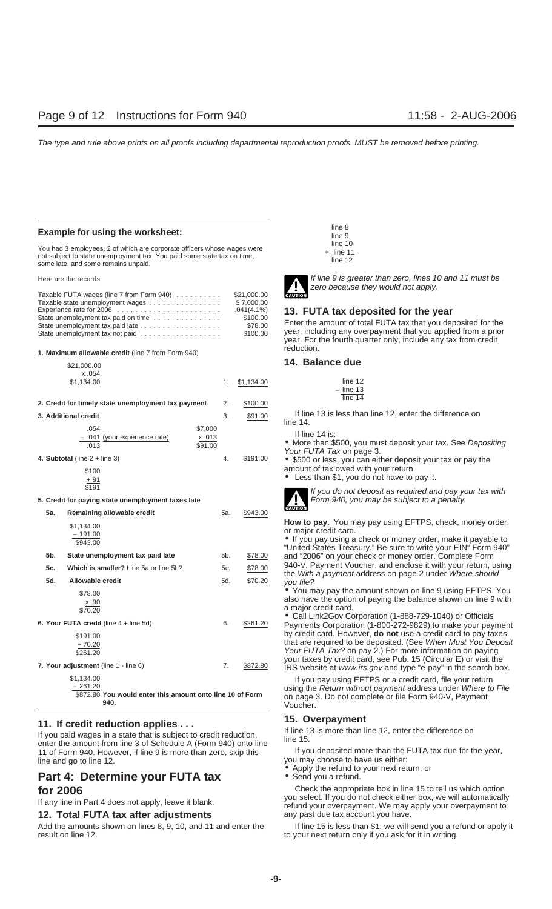The type and rule above prints on all proofs including departmental reproduction proofs. MUST be removed before printing.

**Example for using the worksheet:**

You had 3 employees, 2 of which are corporate officers whose wages were not subject to state unemployment tax. You paid some state tax on time, some late, and some remains unpaid.

Here are the records:

| | |
|---|---|
| Taxable FUTA wages (line 7 from Form 940) | $21,000.00 |
| Taxable state unemployment wages | $ 7,000.00 |
| Experience rate for 2006 | .041(4.1%) |
| State unemployment tax paid on time | $100.00 |
| State unemployment tax paid late | $78.00 |
| State unemployment tax not paid | $100.00 |

**1. Maximum allowable credit** (line 7 from Form 940)

$21,000.00
x .054
$1,134.00 — **1.** $1,134.00

**2. Credit for timely state unemployment tax payment** — **2.** $100.00

**3. Additional credit** — **3.** $91.00

| | |
|---|---|
| .054 | $7,000 |
| − .041 (your experience rate) | x .013 |
| .013 | $91.00 |

**4. Subtotal** (line 2 + line 3) — **4.** $191.00

$100
+ 91
$191

**5. Credit for paying state unemployment taxes late**

**5a. Remaining allowable credit** — **5a.** $943.00

$1,134.00
− 191.00
$943.00

**5b. State unemployment tax paid late** — **5b.** $78.00

**5c. Which is smaller?** Line 5a or line 5b? — **5c.** $78.00

**5d. Allowable credit** — **5d.** $70.20

$78.00
x .90
$70.20

**6. Your FUTA credit** (line 4 + line 5d) — **6.** $261.20

$191.00
+ 70.20
$261.20

**7. Your adjustment** (line 1 - line 6) — **7.** $872.80

$1,134.00
− 261.20
$872.80 **You would enter this amount onto line 10 of Form 940.**

## 11. If credit reduction applies . . .

If you paid wages in a state that is subject to credit reduction, enter the amount from line 3 of Schedule A (Form 940) onto line 11 of Form 940. However, if line 9 is more than zero, skip this line and go to line 12.

# Part 4: Determine your FUTA tax for 2006

If any line in Part 4 does not apply, leave it blank.

## 12. Total FUTA tax after adjustments

Add the amounts shown on lines 8, 9, 10, and 11 and enter the result on line 12.

line 8
line 9
line 10
+ line 11
line 12

*CAUTION: If line 9 is greater than zero, lines 10 and 11 must be zero because they would not apply.*

## 13. FUTA tax deposited for the year

Enter the amount of total FUTA tax that you deposited for the year, including any overpayment that you applied from a prior year. For the fourth quarter only, include any tax from credit reduction.

## 14. Balance due

line 12
− line 13
line 14

If line 13 is less than line 12, enter the difference on line 14.

If line 14 is:

- More than $500, you must deposit your tax. See *Depositing Your FUTA Tax* on page 3.
- $500 or less, you can either deposit your tax or pay the amount of tax owed with your return.
- Less than $1, you do not have to pay it.

*CAUTION: If you do not deposit as required and pay your tax with Form 940, you may be subject to a penalty.*

**How to pay.** You may pay using EFTPS, check, money order, or major credit card.

- If you pay using a check or money order, make it payable to "United States Treasury." Be sure to write your EIN" Form 940" and "2006" on your check or money order. Complete Form 940-V, Payment Voucher, and enclose it with your return, using the *With a payment* address on page 2 under *Where should you file?*
- You may pay the amount shown on line 9 using EFTPS. You also have the option of paying the balance shown on line 9 with a major credit card.
- Call Link2Gov Corporation (1-888-729-1040) or Officials Payments Corporation (1-800-272-9829) to make your payment by credit card. However, **do not** use a credit card to pay taxes that are required to be deposited. (See *When Must You Deposit Your FUTA Tax?* on page 2.) For more information on paying your taxes by credit card, see Pub. 15 (Circular E) or visit the IRS website at *www.irs.gov* and type "e-pay" in the search box.

If you pay using EFTPS or a credit card, file your return using the *Return without payment* address under *Where to File* on page 3. Do not complete or file Form 940-V, Payment Voucher.

## 15. Overpayment

If line 13 is more than line 12, enter the difference on line 15.

If you deposited more than the FUTA tax due for the year, you may choose to have us either:

- Apply the refund to your next return, or
- Send you a refund.

Check the appropriate box in line 15 to tell us which option you select. If you do not check either box, we will automatically refund your overpayment. We may apply your overpayment to any past due tax account you have.

If line 15 is less than $1, we will send you a refund or apply it to your next return only if you ask for it in writing.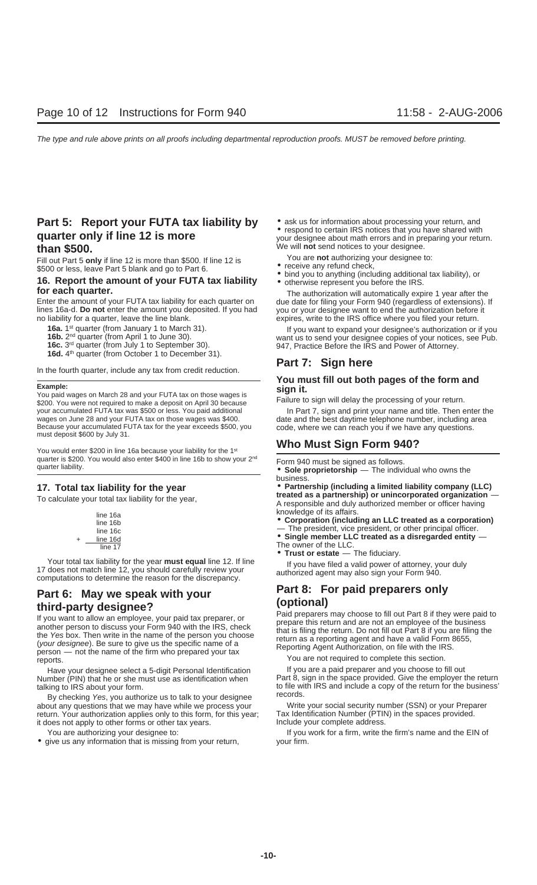## Part 5: Report your FUTA tax liability by quarter only if line 12 is more than $500.

Fill out Part 5 **only** if line 12 is more than $500. If line 12 is $500 or less, leave Part 5 blank and go to Part 6.

### 16. Report the amount of your FUTA tax liability for each quarter.

Enter the amount of your FUTA tax liability for each quarter on lines 16a-d. **Do not** enter the amount you deposited. If you had no liability for a quarter, leave the line blank.

**16a.** 1st quarter (from January 1 to March 31).
**16b.** 2nd quarter (from April 1 to June 30).
**16c.** 3rd quarter (from July 1 to September 30).
**16d.** 4th quarter (from October 1 to December 31).

In the fourth quarter, include any tax from credit reduction.

**Example:**
You paid wages on March 28 and your FUTA tax on those wages is $200. You were not required to make a deposit on April 30 because your accumulated FUTA tax was $500 or less. You paid additional wages on June 28 and your FUTA tax on those wages was $400. Because your accumulated FUTA tax for the year exceeds $500, you must deposit $600 by July 31.

You would enter $200 in line 16a because your liability for the 1st quarter is $200. You would also enter $400 in line 16b to show your 2nd quarter liability.

### 17. Total tax liability for the year

To calculate your total tax liability for the year,

```
    line 16a
    line 16b
    line 16c
+   line 16d
    line 17
```

Your total tax liability for the year **must equal** line 12. If line 17 does not match line 12, you should carefully review your computations to determine the reason for the discrepancy.

## Part 6: May we speak with your third-party designee?

If you want to allow an employee, your paid tax preparer, or another person to discuss your Form 940 with the IRS, check the *Yes* box. Then write in the name of the person you choose (*your designee*). Be sure to give us the specific name of a person — not the name of the firm who prepared your tax reports.

Have your designee select a 5-digit Personal Identification Number (PIN) that he or she must use as identification when talking to IRS about your form.

By checking *Yes*, you authorize us to talk to your designee about any questions that we may have while we process your return. Your authorization applies only to this form, for this year; it does not apply to other forms or other tax years.

You are authorizing your designee to:

- give us any information that is missing from your return,
- ask us for information about processing your return, and
- respond to certain IRS notices that you have shared with your designee about math errors and in preparing your return. We will **not** send notices to your designee.

You are **not** authorizing your designee to:

- receive any refund check,
- bind you to anything (including additional tax liability), or
- otherwise represent you before the IRS.

The authorization will automatically expire 1 year after the due date for filing your Form 940 (regardless of extensions). If you or your designee want to end the authorization before it expires, write to the IRS office where you filed your return.

If you want to expand your designee's authorization or if you want us to send your designee copies of your notices, see Pub. 947, Practice Before the IRS and Power of Attorney.

## Part 7: Sign here

### You must fill out both pages of the form and sign it.

Failure to sign will delay the processing of your return.

In Part 7, sign and print your name and title. Then enter the date and the best daytime telephone number, including area code, where we can reach you if we have any questions.

## Who Must Sign Form 940?

Form 940 must be signed as follows.

- **Sole proprietorship** — The individual who owns the business.
- **Partnership (including a limited liability company (LLC) treated as a partnership) or unincorporated organization** — A responsible and duly authorized member or officer having knowledge of its affairs.
- **Corporation (including an LLC treated as a corporation)** — The president, vice president, or other principal officer.
- **Single member LLC treated as a disregarded entity** — The owner of the LLC.
- **Trust or estate** — The fiduciary.

If you have filed a valid power of attorney, your duly authorized agent may also sign your Form 940.

## Part 8: For paid preparers only (optional)

Paid preparers may choose to fill out Part 8 if they were paid to prepare this return and are not an employee of the business that is filing the return. Do not fill out Part 8 if you are filing the return as a reporting agent and have a valid Form 8655, Reporting Agent Authorization, on file with the IRS.

You are not required to complete this section.

If you are a paid preparer and you choose to fill out Part 8, sign in the space provided. Give the employer the return to file with IRS and include a copy of the return for the business' records.

Write your social security number (SSN) or your Preparer Tax Identification Number (PTIN) in the spaces provided. Include your complete address.

If you work for a firm, write the firm's name and the EIN of your firm.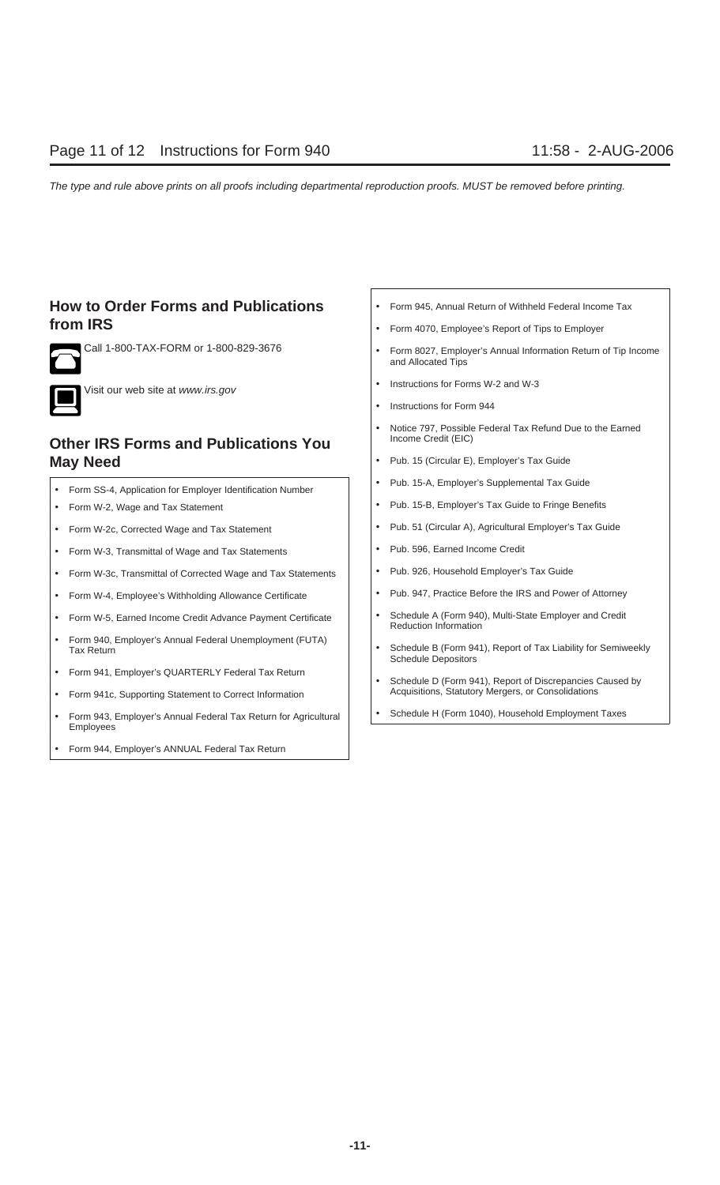## How to Order Forms and Publications from IRS

Call 1-800-TAX-FORM or 1-800-829-3676

Visit our web site at *www.irs.gov*

## Other IRS Forms and Publications You May Need

- Form SS-4, Application for Employer Identification Number
- Form W-2, Wage and Tax Statement
- Form W-2c, Corrected Wage and Tax Statement
- Form W-3, Transmittal of Wage and Tax Statements
- Form W-3c, Transmittal of Corrected Wage and Tax Statements
- Form W-4, Employee's Withholding Allowance Certificate
- Form W-5, Earned Income Credit Advance Payment Certificate
- Form 940, Employer's Annual Federal Unemployment (FUTA) Tax Return
- Form 941, Employer's QUARTERLY Federal Tax Return
- Form 941c, Supporting Statement to Correct Information
- Form 943, Employer's Annual Federal Tax Return for Agricultural Employees
- Form 944, Employer's ANNUAL Federal Tax Return
- Form 945, Annual Return of Withheld Federal Income Tax
- Form 4070, Employee's Report of Tips to Employer
- Form 8027, Employer's Annual Information Return of Tip Income and Allocated Tips
- Instructions for Forms W-2 and W-3
- Instructions for Form 944
- Notice 797, Possible Federal Tax Refund Due to the Earned Income Credit (EIC)
- Pub. 15 (Circular E), Employer's Tax Guide
- Pub. 15-A, Employer's Supplemental Tax Guide
- Pub. 15-B, Employer's Tax Guide to Fringe Benefits
- Pub. 51 (Circular A), Agricultural Employer's Tax Guide
- Pub. 596, Earned Income Credit
- Pub. 926, Household Employer's Tax Guide
- Pub. 947, Practice Before the IRS and Power of Attorney
- Schedule A (Form 940), Multi-State Employer and Credit Reduction Information
- Schedule B (Form 941), Report of Tax Liability for Semiweekly Schedule Depositors
- Schedule D (Form 941), Report of Discrepancies Caused by Acquisitions, Statutory Mergers, or Consolidations
- Schedule H (Form 1040), Household Employment Taxes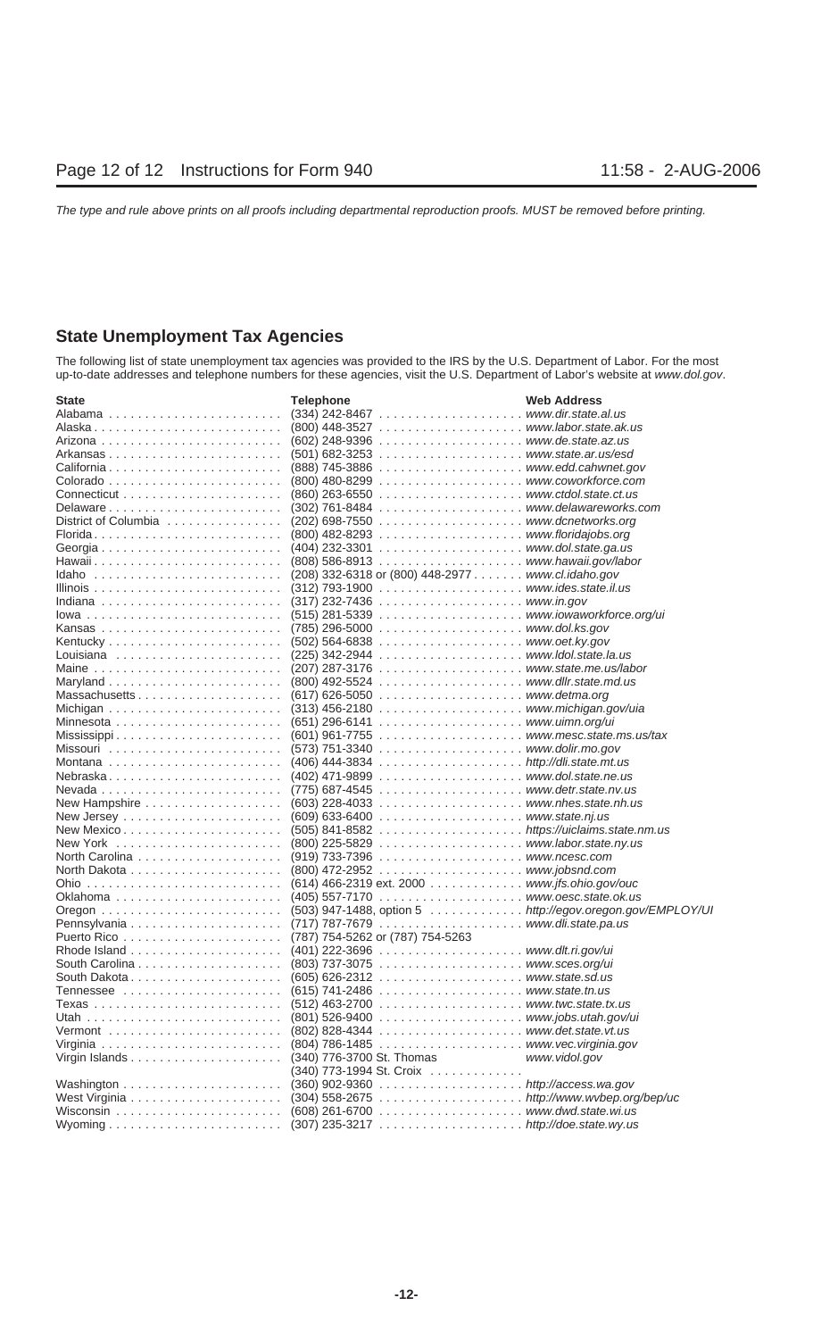## State Unemployment Tax Agencies

The following list of state unemployment tax agencies was provided to the IRS by the U.S. Department of Labor. For the most up-to-date addresses and telephone numbers for these agencies, visit the U.S. Department of Labor's website at *www.dol.gov*.

| State | Telephone | Web Address |
|---|---|---|
| Alabama | (334) 242-8467 | *www.dir.state.al.us* |
| Alaska | (800) 448-3527 | *www.labor.state.ak.us* |
| Arizona | (602) 248-9396 | *www.de.state.az.us* |
| Arkansas | (501) 682-3253 | *www.state.ar.us/esd* |
| California | (888) 745-3886 | *www.edd.cahwnet.gov* |
| Colorado | (800) 480-8299 | *www.coworkforce.com* |
| Connecticut | (860) 263-6550 | *www.ctdol.state.ct.us* |
| Delaware | (302) 761-8484 | *www.delawareworks.com* |
| District of Columbia | (202) 698-7550 | *www.dcnetworks.org* |
| Florida | (800) 482-8293 | *www.floridajobs.org* |
| Georgia | (404) 232-3301 | *www.dol.state.ga.us* |
| Hawaii | (808) 586-8913 | *www.hawaii.gov/labor* |
| Idaho | (208) 332-6318 or (800) 448-2977 | *www.cl.idaho.gov* |
| Illinois | (312) 793-1900 | *www.ides.state.il.us* |
| Indiana | (317) 232-7436 | *www.in.gov* |
| Iowa | (515) 281-5339 | *www.iowaworkforce.org/ui* |
| Kansas | (785) 296-5000 | *www.dol.ks.gov* |
| Kentucky | (502) 564-6838 | *www.oet.ky.gov* |
| Louisiana | (225) 342-2944 | *www.ldol.state.la.us* |
| Maine | (207) 287-3176 | *www.state.me.us/labor* |
| Maryland | (800) 492-5524 | *www.dllr.state.md.us* |
| Massachusetts | (617) 626-5050 | *www.detma.org* |
| Michigan | (313) 456-2180 | *www.michigan.gov/uia* |
| Minnesota | (651) 296-6141 | *www.uimn.org/ui* |
| Mississippi | (601) 961-7755 | *www.mesc.state.ms.us/tax* |
| Missouri | (573) 751-3340 | *www.dolir.mo.gov* |
| Montana | (406) 444-3834 | *http://dli.state.mt.us* |
| Nebraska | (402) 471-9899 | *www.dol.state.ne.us* |
| Nevada | (775) 687-4545 | *www.detr.state.nv.us* |
| New Hampshire | (603) 228-4033 | *www.nhes.state.nh.us* |
| New Jersey | (609) 633-6400 | *www.state.nj.us* |
| New Mexico | (505) 841-8582 | *https://uiclaims.state.nm.us* |
| New York | (800) 225-5829 | *www.labor.state.ny.us* |
| North Carolina | (919) 733-7396 | *www.ncesc.com* |
| North Dakota | (800) 472-2952 | *www.jobsnd.com* |
| Ohio | (614) 466-2319 ext. 2000 | *www.jfs.ohio.gov/ouc* |
| Oklahoma | (405) 557-7170 | *www.oesc.state.ok.us* |
| Oregon | (503) 947-1488, option 5 | *http://egov.oregon.gov/EMPLOY/UI* |
| Pennsylvania | (717) 787-7679 | *www.dli.state.pa.us* |
| Puerto Rico | (787) 754-5262 or (787) 754-5263 | |
| Rhode Island | (401) 222-3696 | *www.dlt.ri.gov/ui* |
| South Carolina | (803) 737-3075 | *www.sces.org/ui* |
| South Dakota | (605) 626-2312 | *www.state.sd.us* |
| Tennessee | (615) 741-2486 | *www.state.tn.us* |
| Texas | (512) 463-2700 | *www.twc.state.tx.us* |
| Utah | (801) 526-9400 | *www.jobs.utah.gov/ui* |
| Vermont | (802) 828-4344 | *www.det.state.vt.us* |
| Virginia | (804) 786-1485 | *www.vec.virginia.gov* |
| Virgin Islands | (340) 776-3700 St. Thomas<br>(340) 773-1994 St. Croix | *www.vidol.gov* |
| Washington | (360) 902-9360 | *http://access.wa.gov* |
| West Virginia | (304) 558-2675 | *http://www.wvbep.org/bep/uc* |
| Wisconsin | (608) 261-6700 | *www.dwd.state.wi.us* |
| Wyoming | (307) 235-3217 | *http://doe.state.wy.us* |